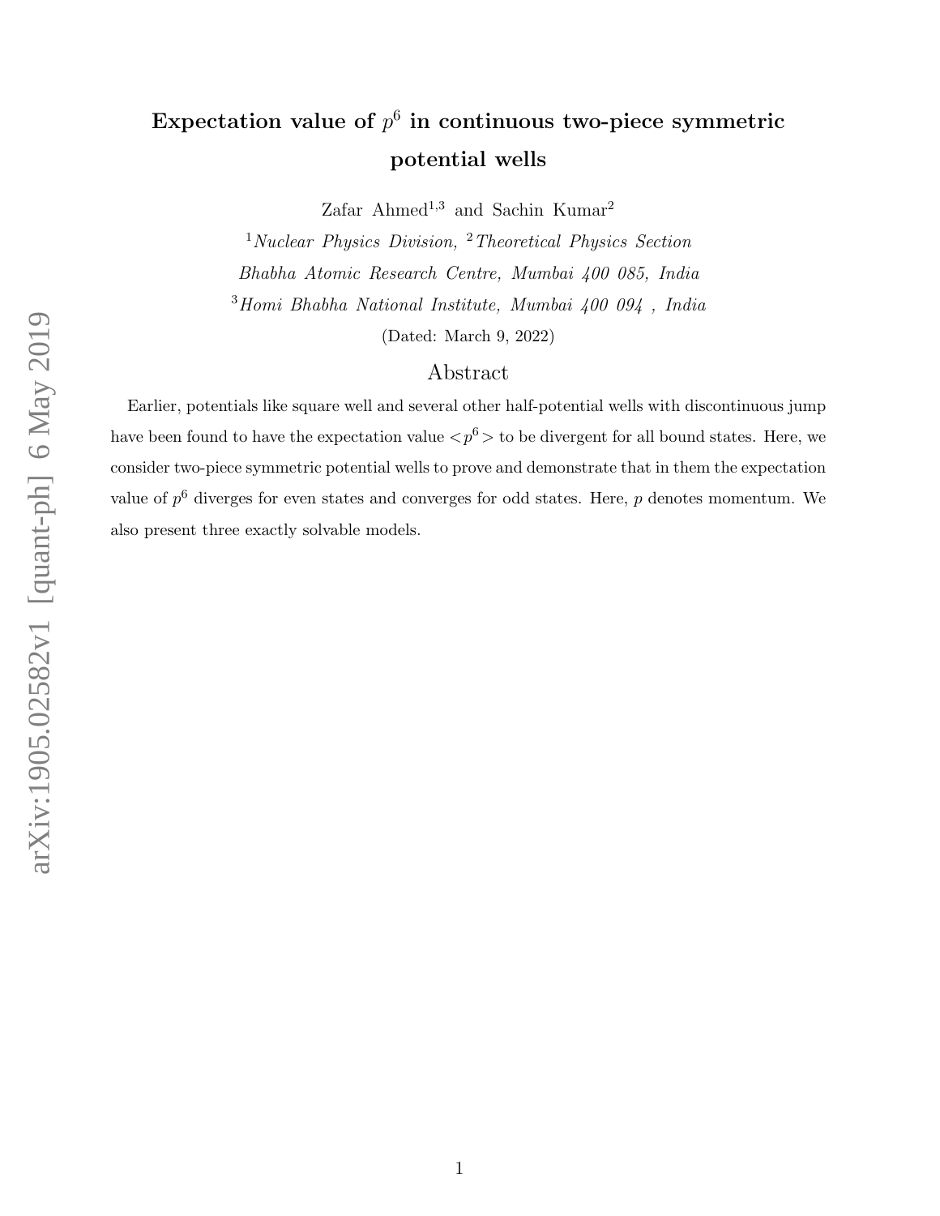# Expectation value of $p^6$ in continuous two-piece symmetric potential wells

Zafar Ahmed[1,3] and Sachin Kumar[2]

[1] *Nuclear Physics Division,* [2] *Theoretical Physics Section*

*Bhabha Atomic Research Centre, Mumbai 400 085, India*

[3] *Homi Bhabha National Institute, Mumbai 400 094 , India*

(Dated: March 9, 2022)

## Abstract

Earlier, potentials like square well and several other half-potential wells with discontinuous jump have been found to have the expectation value $<p^6>$ to be divergent for all bound states. Here, we consider two-piece symmetric potential wells to prove and demonstrate that in them the expectation value of $p^6$ diverges for even states and converges for odd states. Here, $p$ denotes momentum. We also present three exactly solvable models.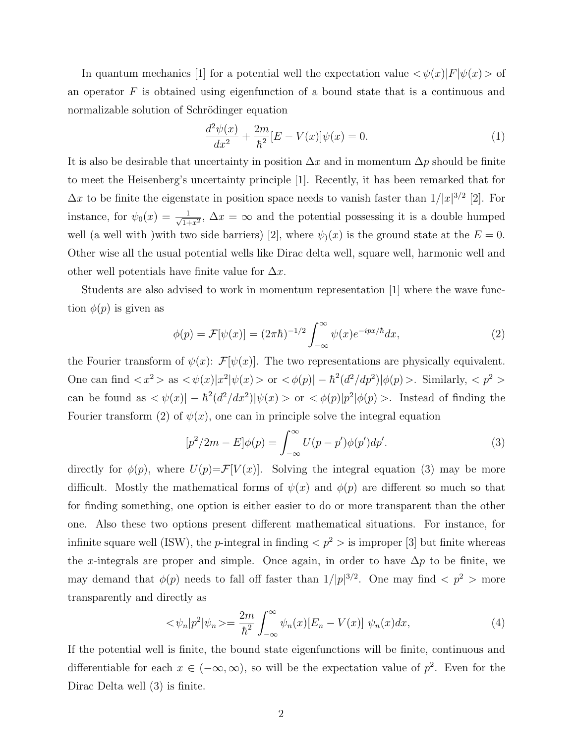In quantum mechanics [1] for a potential well the expectation value $<\psi(x)|F|\psi(x)>$ of an operator $F$ is obtained using eigenfunction of a bound state that is a continuous and normalizable solution of Schrödinger equation

$$\frac{d^2\psi(x)}{dx^2} + \frac{2m}{\hbar^2}[E - V(x)]\psi(x) = 0. \tag{1}$$

It is also be desirable that uncertainty in position $\Delta x$ and in momentum $\Delta p$ should be finite to meet the Heisenberg's uncertainty principle [1]. Recently, it has been remarked that for $\Delta x$ to be finite the eigenstate in position space needs to vanish faster than $1/|x|^{3/2}$ [2]. For instance, for $\psi_0(x) = \frac{1}{\sqrt{1+x^2}}$, $\Delta x = \infty$ and the potential possessing it is a double humped well (a well with )with two side barriers) [2], where $\psi_)(x)$ is the ground state at the $E = 0$. Other wise all the usual potential wells like Dirac delta well, square well, harmonic well and other well potentials have finite value for $\Delta x$.

Students are also advised to work in momentum representation [1] where the wave function $\phi(p)$ is given as

$$\phi(p) = \mathcal{F}[\psi(x)] = (2\pi\hbar)^{-1/2} \int_{-\infty}^{\infty} \psi(x) e^{-ipx/\hbar} dx, \tag{2}$$

the Fourier transform of $\psi(x)$: $\mathcal{F}[\psi(x)]$. The two representations are physically equivalent. One can find $<x^2>$ as $<\psi(x)|x^2|\psi(x)>$ or $<\phi(p)| - \hbar^2(d^2/dp^2)|\phi(p)>$. Similarly, $<p^2>$ can be found as $<\psi(x)| - \hbar^2(d^2/dx^2)|\psi(x)>$ or $<\phi(p)|p^2|\phi(p)>$. Instead of finding the Fourier transform (2) of $\psi(x)$, one can in principle solve the integral equation

$$[p^2/2m - E]\phi(p) = \int_{-\infty}^{\infty} U(p - p')\phi(p')dp'. \tag{3}$$

directly for $\phi(p)$, where $U(p)$=$\mathcal{F}[V(x)]$. Solving the integral equation (3) may be more difficult. Mostly the mathematical forms of $\psi(x)$ and $\phi(p)$ are different so much so that for finding something, one option is either easier to do or more transparent than the other one. Also these two options present different mathematical situations. For instance, for infinite square well (ISW), the $p$-integral in finding $<p^2>$ is improper [3] but finite whereas the $x$-integrals are proper and simple. Once again, in order to have $\Delta p$ to be finite, we may demand that $\phi(p)$ needs to fall off faster than $1/|p|^{3/2}$. One may find $<p^2>$ more transparently and directly as

$$<\psi_n|p^2|\psi_n> = \frac{2m}{\hbar^2} \int_{-\infty}^{\infty} \psi_n(x)[E_n - V(x)]\ \psi_n(x)dx, \tag{4}$$

If the potential well is finite, the bound state eigenfunctions will be finite, continuous and differentiable for each $x \in (-\infty, \infty)$, so will be the expectation value of $p^2$. Even for the Dirac Delta well (3) is finite.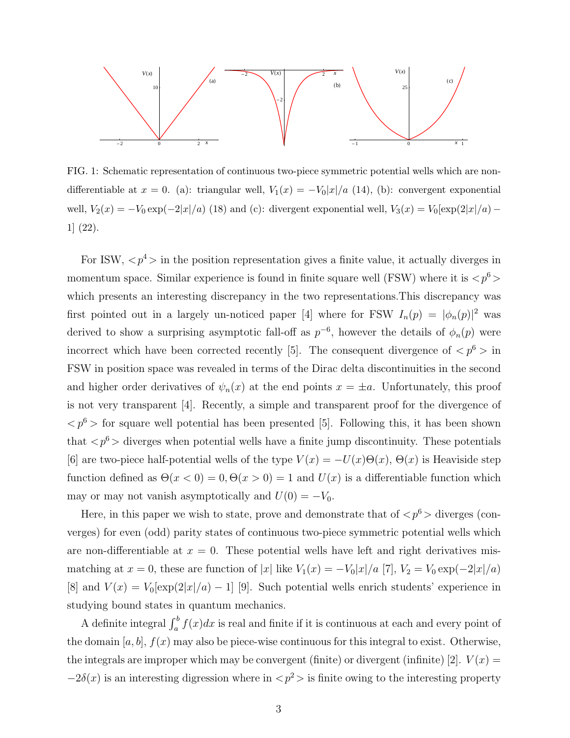FIG. 1: Schematic representation of continuous two-piece symmetric potential wells which are non-differentiable at $x = 0$. (a): triangular well, $V_1(x) = -V_0|x|/a$ (14), (b): convergent exponential well, $V_2(x) = -V_0 \exp(-2|x|/a)$ (18) and (c): divergent exponential well, $V_3(x) = V_0[\exp(2|x|/a) - 1]$ (22).

For ISW, $<p^4>$ in the position representation gives a finite value, it actually diverges in momentum space. Similar experience is found in finite square well (FSW) where it is $<p^6>$ which presents an interesting discrepancy in the two representations.This discrepancy was first pointed out in a largely un-noticed paper [4] where for FSW $I_n(p) = |\phi_n(p)|^2$ was derived to show a surprising asymptotic fall-off as $p^{-6}$, however the details of $\phi_n(p)$ were incorrect which have been corrected recently [5]. The consequent divergence of $<p^6>$ in FSW in position space was revealed in terms of the Dirac delta discontinuities in the second and higher order derivatives of $\psi_n(x)$ at the end points $x = \pm a$. Unfortunately, this proof is not very transparent [4]. Recently, a simple and transparent proof for the divergence of $<p^6>$ for square well potential has been presented [5]. Following this, it has been shown that $<p^6>$ diverges when potential wells have a finite jump discontinuity. These potentials [6] are two-piece half-potential wells of the type $V(x) = -U(x)\Theta(x)$, $\Theta(x)$ is Heaviside step function defined as $\Theta(x < 0) = 0, \Theta(x > 0) = 1$ and $U(x)$ is a differentiable function which may or may not vanish asymptotically and $U(0) = -V_0$.

Here, in this paper we wish to state, prove and demonstrate that of $<p^6>$ diverges (converges) for even (odd) parity states of continuous two-piece symmetric potential wells which are non-differentiable at $x = 0$. These potential wells have left and right derivatives mismatching at $x = 0$, these are function of $|x|$ like $V_1(x) = -V_0|x|/a$ [7], $V_2 = V_0 \exp(-2|x|/a)$ [8] and $V(x) = V_0[\exp(2|x|/a) - 1]$ [9]. Such potential wells enrich students' experience in studying bound states in quantum mechanics.

A definite integral $\int_a^b f(x)dx$ is real and finite if it is continuous at each and every point of the domain $[a, b]$, $f(x)$ may also be piece-wise continuous for this integral to exist. Otherwise, the integrals are improper which may be convergent (finite) or divergent (infinite) [2]. $V(x) = -2\delta(x)$ is an interesting digression where in $<p^2>$ is finite owing to the interesting property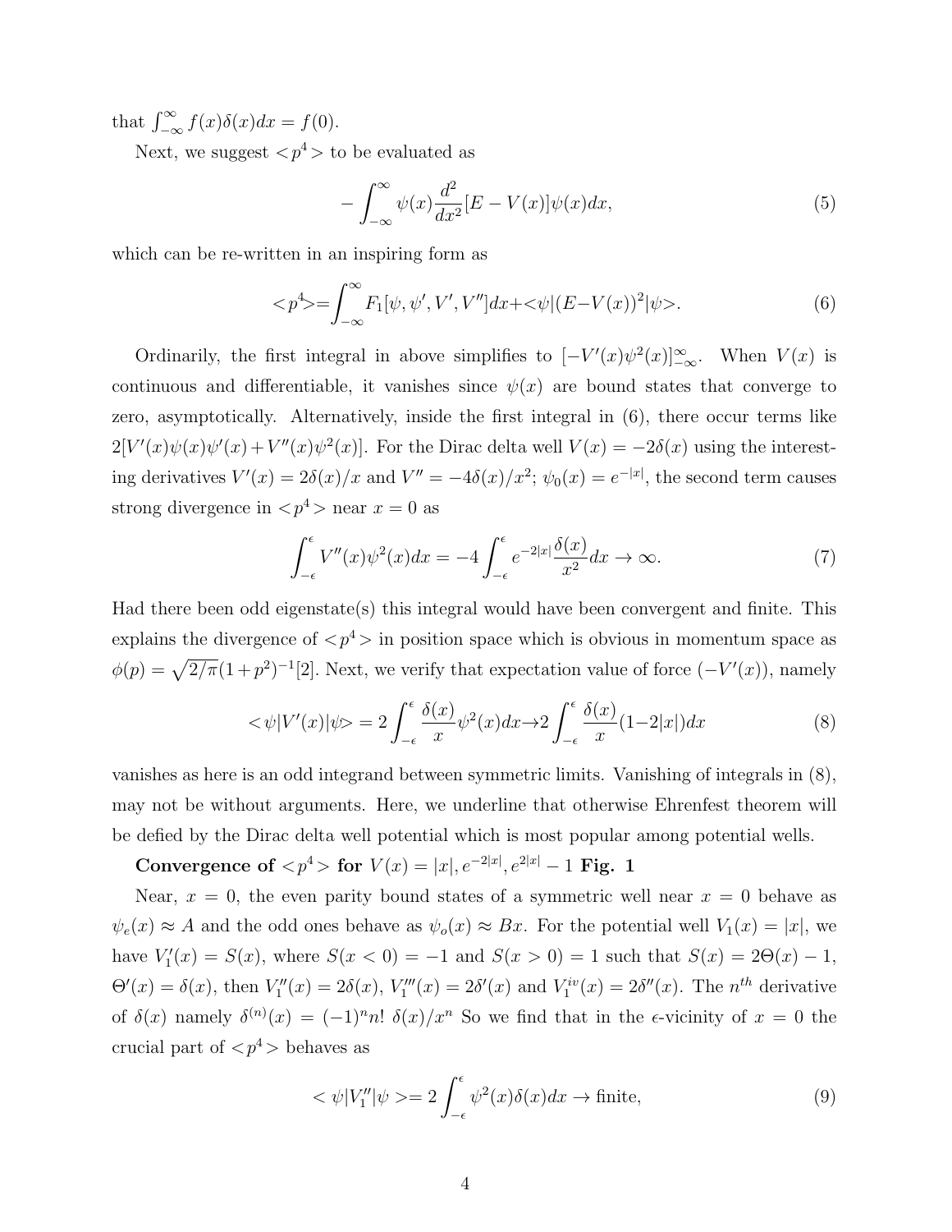that $\int_{-\infty}^{\infty} f(x)\delta(x)dx = f(0)$.

Next, we suggest $<p^4>$ to be evaluated as

$$-\int_{-\infty}^{\infty} \psi(x)\frac{d^2}{dx^2}[E - V(x)]\psi(x)dx, \tag{5}$$

which can be re-written in an inspiring form as

$$<p^4>=\int_{-\infty}^{\infty} F_1[\psi, \psi', V', V'']dx + <\psi|(E-V(x))^2|\psi>. \tag{6}$$

Ordinarily, the first integral in above simplifies to $[-V'(x)\psi^2(x)]_{-\infty}^{\infty}$. When $V(x)$ is continuous and differentiable, it vanishes since $\psi(x)$ are bound states that converge to zero, asymptotically. Alternatively, inside the first integral in (6), there occur terms like $2[V'(x)\psi(x)\psi'(x) + V''(x)\psi^2(x)]$. For the Dirac delta well $V(x) = -2\delta(x)$ using the interesting derivatives $V'(x) = 2\delta(x)/x$ and $V'' = -4\delta(x)/x^2$; $\psi_0(x) = e^{-|x|}$, the second term causes strong divergence in $<p^4>$ near $x = 0$ as

$$\int_{-\epsilon}^{\epsilon} V''(x)\psi^2(x)dx = -4\int_{-\epsilon}^{\epsilon} e^{-2|x|}\frac{\delta(x)}{x^2}dx \to \infty. \tag{7}$$

Had there been odd eigenstate(s) this integral would have been convergent and finite. This explains the divergence of $<p^4>$ in position space which is obvious in momentum space as $\phi(p) = \sqrt{2/\pi}(1+p^2)^{-1}$[2]. Next, we verify that expectation value of force $(-V'(x))$, namely

$$<\psi|V'(x)|\psi> = 2\int_{-\epsilon}^{\epsilon} \frac{\delta(x)}{x}\psi^2(x)dx \to 2\int_{-\epsilon}^{\epsilon} \frac{\delta(x)}{x}(1-2|x|)dx \tag{8}$$

vanishes as here is an odd integrand between symmetric limits. Vanishing of integrals in (8), may not be without arguments. Here, we underline that otherwise Ehrenfest theorem will be defied by the Dirac delta well potential which is most popular among potential wells.

**Convergence of $<p^4>$ for $V(x) = |x|, e^{-2|x|}, e^{2|x|} - 1$ Fig. 1**

Near, $x = 0$, the even parity bound states of a symmetric well near $x = 0$ behave as $\psi_e(x) \approx A$ and the odd ones behave as $\psi_o(x) \approx Bx$. For the potential well $V_1(x) = |x|$, we have $V_1'(x) = S(x)$, where $S(x < 0) = -1$ and $S(x > 0) = 1$ such that $S(x) = 2\Theta(x) - 1$, $\Theta'(x) = \delta(x)$, then $V_1''(x) = 2\delta(x)$, $V_1'''(x) = 2\delta'(x)$ and $V_1^{iv}(x) = 2\delta''(x)$. The $n^{th}$ derivative of $\delta(x)$ namely $\delta^{(n)}(x) = (-1)^n n!\ \delta(x)/x^n$ So we find that in the $\epsilon$-vicinity of $x = 0$ the crucial part of $<p^4>$ behaves as

$$<\psi|V_1''|\psi> = 2\int_{-\epsilon}^{\epsilon} \psi^2(x)\delta(x)dx \to \text{finite}, \tag{9}$$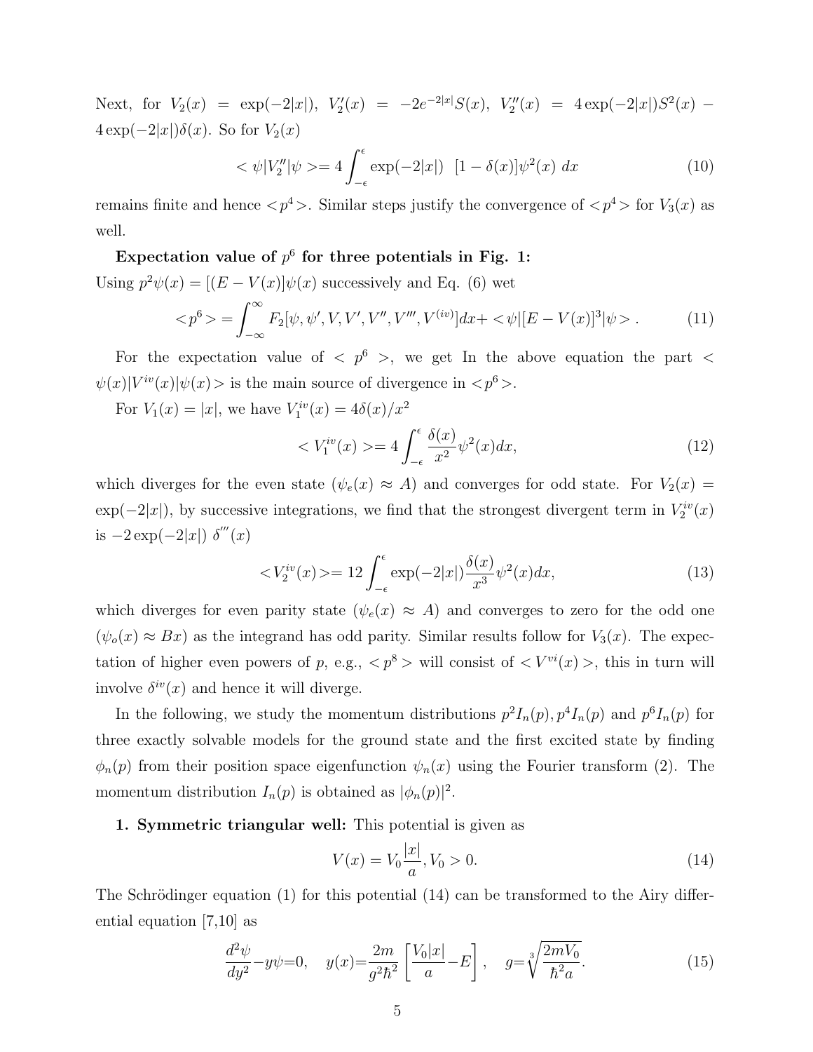Next, for $V_2(x) = \exp(-2|x|)$, $V_2'(x) = -2e^{-2|x|}S(x)$, $V_2''(x) = 4\exp(-2|x|)S^2(x) - 4\exp(-2|x|)\delta(x)$. So for $V_2(x)$

$$< \psi|V_2''|\psi >= 4\int_{-\epsilon}^{\epsilon} \exp(-2|x|) \;\; [1-\delta(x)]\psi^2(x)\; dx \tag{10}$$

remains finite and hence $<p^4>$. Similar steps justify the convergence of $<p^4>$ for $V_3(x)$ as well.

**Expectation value of $p^6$ for three potentials in Fig. 1:**
Using $p^2\psi(x) = [(E - V(x)]\psi(x)$ successively and Eq. (6) wet

$$<p^6> = \int_{-\infty}^{\infty} F_2[\psi, \psi', V, V', V'', V''', V^{(iv)}]dx + <\psi|[E-V(x)]^3|\psi> . \tag{11}$$

For the expectation value of $< p^6 >$, we get In the above equation the part $< \psi(x)|V^{iv}(x)|\psi(x)>$ is the main source of divergence in $<p^6>$.

For $V_1(x) = |x|$, we have $V_1^{iv}(x) = 4\delta(x)/x^2$

$$< V_1^{iv}(x) >= 4\int_{-\epsilon}^{\epsilon} \frac{\delta(x)}{x^2}\psi^2(x)dx, \tag{12}$$

which diverges for the even state ($\psi_e(x) \approx A$) and converges for odd state. For $V_2(x) = \exp(-2|x|)$, by successive integrations, we find that the strongest divergent term in $V_2^{iv}(x)$ is $-2\exp(-2|x|)\; \delta'''(x)$

$$<V_2^{iv}(x)>= 12\int_{-\epsilon}^{\epsilon} \exp(-2|x|)\frac{\delta(x)}{x^3}\psi^2(x)dx, \tag{13}$$

which diverges for even parity state ($\psi_e(x) \approx A$) and converges to zero for the odd one ($\psi_o(x) \approx Bx$) as the integrand has odd parity. Similar results follow for $V_3(x)$. The expectation of higher even powers of $p$, e.g., $<p^8>$ will consist of $<V^{vi}(x)>$, this in turn will involve $\delta^{iv}(x)$ and hence it will diverge.

In the following, we study the momentum distributions $p^2I_n(p), p^4I_n(p)$ and $p^6I_n(p)$ for three exactly solvable models for the ground state and the first excited state by finding $\phi_n(p)$ from their position space eigenfunction $\psi_n(x)$ using the Fourier transform (2). The momentum distribution $I_n(p)$ is obtained as $|\phi_n(p)|^2$.

**1. Symmetric triangular well:** This potential is given as

$$V(x) = V_0\frac{|x|}{a}, V_0 > 0. \tag{14}$$

The Schrödinger equation (1) for this potential (14) can be transformed to the Airy differential equation [7,10] as

$$\frac{d^2\psi}{dy^2} - y\psi = 0, \quad y(x) = \frac{2m}{g^2\hbar^2}\left[\frac{V_0|x|}{a} - E\right], \quad g = \sqrt[3]{\frac{2mV_0}{\hbar^2 a}}. \tag{15}$$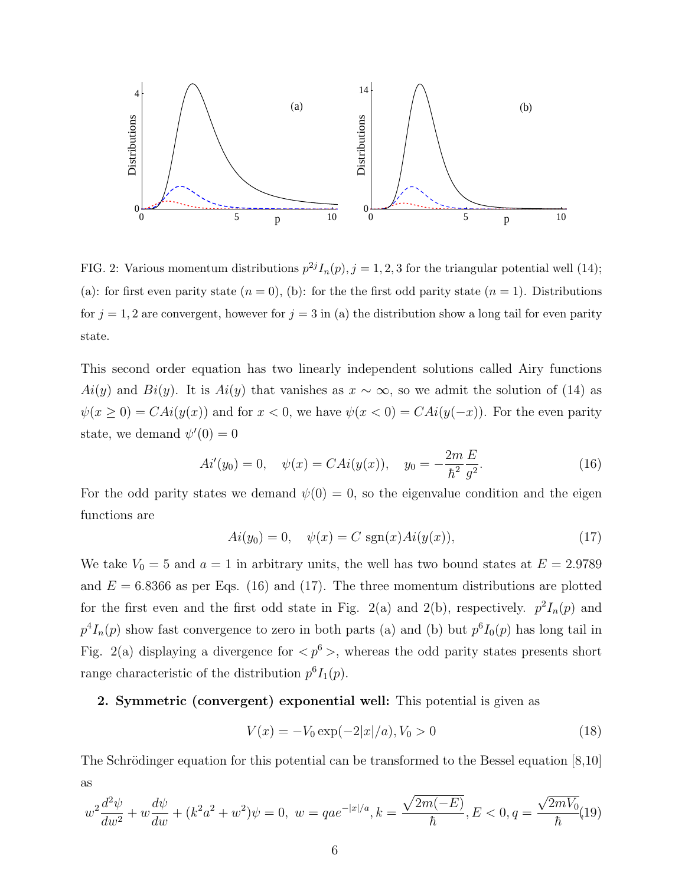FIG. 2: Various momentum distributions $p^{2j} I_n(p), j = 1, 2, 3$ for the triangular potential well (14); (a): for first even parity state ($n = 0$), (b): for the the first odd parity state ($n = 1$). Distributions for $j = 1, 2$ are convergent, however for $j = 3$ in (a) the distribution show a long tail for even parity state.

This second order equation has two linearly independent solutions called Airy functions $Ai(y)$ and $Bi(y)$. It is $Ai(y)$ that vanishes as $x \sim \infty$, so we admit the solution of (14) as $\psi(x \geq 0) = CAi(y(x))$ and for $x < 0$, we have $\psi(x < 0) = CAi(y(-x))$. For the even parity state, we demand $\psi'(0) = 0$

$$Ai'(y_0) = 0, \quad \psi(x) = CAi(y(x)), \quad y_0 = -\frac{2m}{\hbar^2}\frac{E}{g^2}. \tag{16}$$

For the odd parity states we demand $\psi(0) = 0$, so the eigenvalue condition and the eigen functions are

$$Ai(y_0) = 0, \quad \psi(x) = C \;\mathrm{sgn}(x) Ai(y(x)), \tag{17}$$

We take $V_0 = 5$ and $a = 1$ in arbitrary units, the well has two bound states at $E = 2.9789$ and $E = 6.8366$ as per Eqs. (16) and (17). The three momentum distributions are plotted for the first even and the first odd state in Fig. 2(a) and 2(b), respectively. $p^2 I_n(p)$ and $p^4 I_n(p)$ show fast convergence to zero in both parts (a) and (b) but $p^6 I_0(p)$ has long tail in Fig. 2(a) displaying a divergence for $< p^6 >$, whereas the odd parity states presents short range characteristic of the distribution $p^6 I_1(p)$.

**2. Symmetric (convergent) exponential well:** This potential is given as

$$V(x) = -V_0 \exp(-2|x|/a), V_0 > 0 \tag{18}$$

The Schrödinger equation for this potential can be transformed to the Bessel equation [8,10] as

$$w^2 \frac{d^2\psi}{dw^2} + w\frac{d\psi}{dw} + (k^2a^2 + w^2)\psi = 0, \; w = qae^{-|x|/a}, k = \frac{\sqrt{2m(-E)}}{\hbar}, E < 0, q = \frac{\sqrt{2mV_0}}{\hbar} \tag{19}$$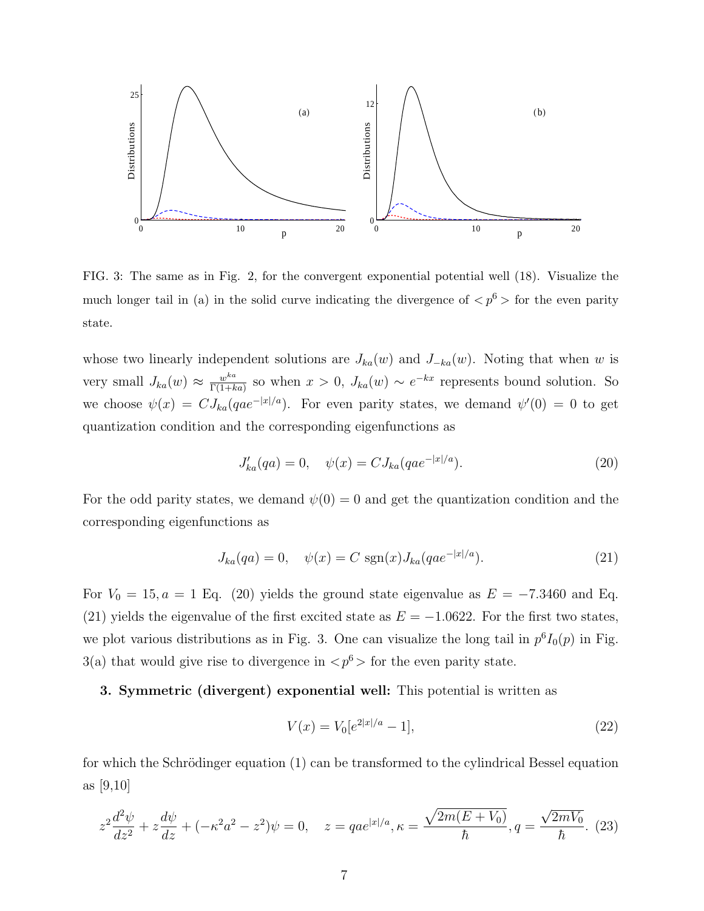FIG. 3: The same as in Fig. 2, for the convergent exponential potential well (18). Visualize the much longer tail in (a) in the solid curve indicating the divergence of $<p^6>$ for the even parity state.

whose two linearly independent solutions are $J_{ka}(w)$ and $J_{-ka}(w)$. Noting that when $w$ is very small $J_{ka}(w) \approx \frac{w^{ka}}{\Gamma(1+ka)}$ so when $x > 0$, $J_{ka}(w) \sim e^{-kx}$ represents bound solution. So we choose $\psi(x) = CJ_{ka}(qae^{-|x|/a})$. For even parity states, we demand $\psi'(0) = 0$ to get quantization condition and the corresponding eigenfunctions as

$$J'_{ka}(qa) = 0, \quad \psi(x) = CJ_{ka}(qae^{-|x|/a}). \tag{20}$$

For the odd parity states, we demand $\psi(0) = 0$ and get the quantization condition and the corresponding eigenfunctions as

$$J_{ka}(qa) = 0, \quad \psi(x) = C\ \mathrm{sgn}(x)J_{ka}(qae^{-|x|/a}). \tag{21}$$

For $V_0 = 15, a = 1$ Eq. (20) yields the ground state eigenvalue as $E = -7.3460$ and Eq. (21) yields the eigenvalue of the first excited state as $E = -1.0622$. For the first two states, we plot various distributions as in Fig. 3. One can visualize the long tail in $p^6 I_0(p)$ in Fig. 3(a) that would give rise to divergence in $<p^6>$ for the even parity state.

**3. Symmetric (divergent) exponential well:** This potential is written as

$$V(x) = V_0[e^{2|x|/a} - 1], \tag{22}$$

for which the Schrödinger equation (1) can be transformed to the cylindrical Bessel equation as [9,10]

$$z^2\frac{d^2\psi}{dz^2} + z\frac{d\psi}{dz} + (-\kappa^2 a^2 - z^2)\psi = 0, \quad z = qae^{|x|/a}, \kappa = \frac{\sqrt{2m(E+V_0)}}{\hbar}, q = \frac{\sqrt{2mV_0}}{\hbar}. \tag{23}$$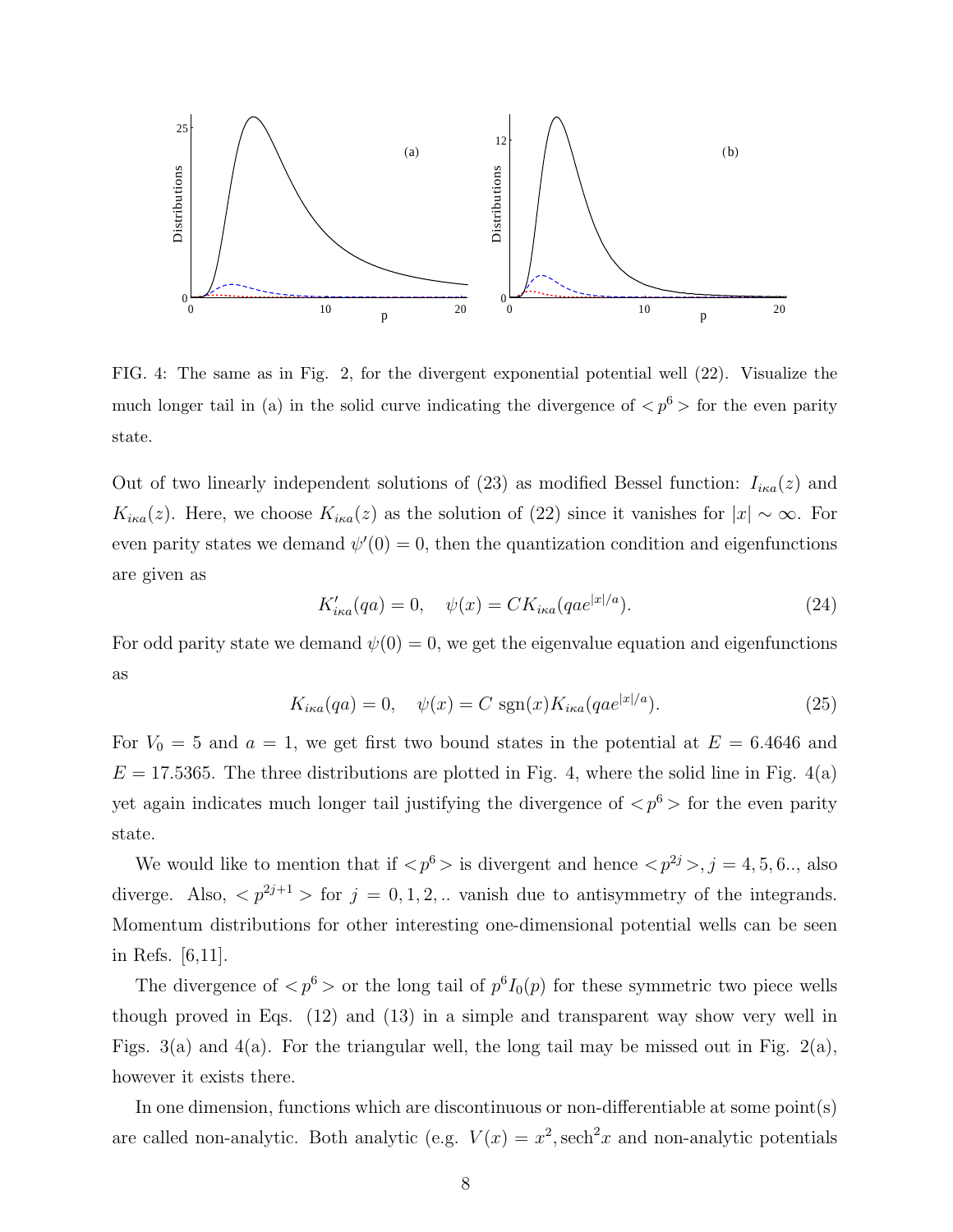FIG. 4: The same as in Fig. 2, for the divergent exponential potential well (22). Visualize the much longer tail in (a) in the solid curve indicating the divergence of $<p^6>$ for the even parity state.

Out of two linearly independent solutions of (23) as modified Bessel function: $I_{i\kappa a}(z)$ and $K_{i\kappa a}(z)$. Here, we choose $K_{i\kappa a}(z)$ as the solution of (22) since it vanishes for $|x| \sim \infty$. For even parity states we demand $\psi'(0) = 0$, then the quantization condition and eigenfunctions are given as

$$K'_{i\kappa a}(qa) = 0, \quad \psi(x) = C K_{i\kappa a}(qae^{|x|/a}). \tag{24}$$

For odd parity state we demand $\psi(0) = 0$, we get the eigenvalue equation and eigenfunctions as

$$K_{i\kappa a}(qa) = 0, \quad \psi(x) = C \ \mathrm{sgn}(x) K_{i\kappa a}(qae^{|x|/a}). \tag{25}$$

For $V_0 = 5$ and $a = 1$, we get first two bound states in the potential at $E = 6.4646$ and $E = 17.5365$. The three distributions are plotted in Fig. 4, where the solid line in Fig. 4(a) yet again indicates much longer tail justifying the divergence of $<p^6>$ for the even parity state.

We would like to mention that if $<p^6>$ is divergent and hence $<p^{2j}>, j = 4, 5, 6..$, also diverge. Also, $<p^{2j+1}>$ for $j = 0, 1, 2, ..$ vanish due to antisymmetry of the integrands. Momentum distributions for other interesting one-dimensional potential wells can be seen in Refs. [6,11].

The divergence of $<p^6>$ or the long tail of $p^6 I_0(p)$ for these symmetric two piece wells though proved in Eqs. (12) and (13) in a simple and transparent way show very well in Figs. 3(a) and 4(a). For the triangular well, the long tail may be missed out in Fig. 2(a), however it exists there.

In one dimension, functions which are discontinuous or non-differentiable at some point(s) are called non-analytic. Both analytic (e.g. $V(x) = x^2, \mathrm{sech}^2 x$ and non-analytic potentials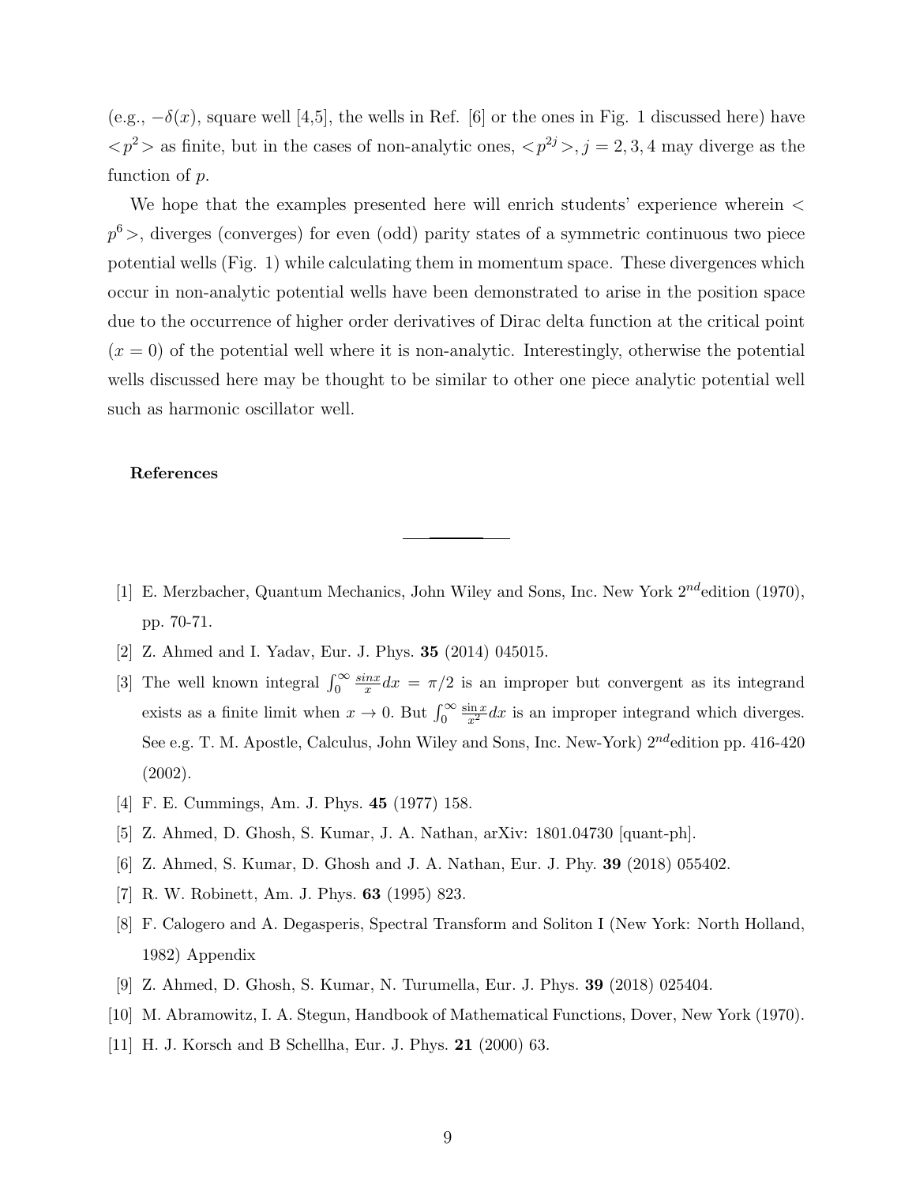(e.g., $-\delta(x)$, square well [4,5], the wells in Ref. [6] or the ones in Fig. 1 discussed here) have $<p^2>$ as finite, but in the cases of non-analytic ones, $<p^{2j}>, j=2,3,4$ may diverge as the function of $p$.

We hope that the examples presented here will enrich students' experience wherein $<p^6>$, diverges (converges) for even (odd) parity states of a symmetric continuous two piece potential wells (Fig. 1) while calculating them in momentum space. These divergences which occur in non-analytic potential wells have been demonstrated to arise in the position space due to the occurrence of higher order derivatives of Dirac delta function at the critical point ($x=0$) of the potential well where it is non-analytic. Interestingly, otherwise the potential wells discussed here may be thought to be similar to other one piece analytic potential well such as harmonic oscillator well.

## References

---

[1] E. Merzbacher, Quantum Mechanics, John Wiley and Sons, Inc. New York $2^{nd}$edition (1970), pp. 70-71.

[2] Z. Ahmed and I. Yadav, Eur. J. Phys. **35** (2014) 045015.

[3] The well known integral $\int_0^\infty \frac{sinx}{x}dx = \pi/2$ is an improper but convergent as its integrand exists as a finite limit when $x \to 0$. But $\int_0^\infty \frac{\sin x}{x^2}dx$ is an improper integrand which diverges. See e.g. T. M. Apostle, Calculus, John Wiley and Sons, Inc. New-York) $2^{nd}$edition pp. 416-420 (2002).

[4] F. E. Cummings, Am. J. Phys. **45** (1977) 158.

[5] Z. Ahmed, D. Ghosh, S. Kumar, J. A. Nathan, arXiv: 1801.04730 [quant-ph].

[6] Z. Ahmed, S. Kumar, D. Ghosh and J. A. Nathan, Eur. J. Phy. **39** (2018) 055402.

[7] R. W. Robinett, Am. J. Phys. **63** (1995) 823.

[8] F. Calogero and A. Degasperis, Spectral Transform and Soliton I (New York: North Holland, 1982) Appendix

[9] Z. Ahmed, D. Ghosh, S. Kumar, N. Turumella, Eur. J. Phys. **39** (2018) 025404.

[10] M. Abramowitz, I. A. Stegun, Handbook of Mathematical Functions, Dover, New York (1970).

[11] H. J. Korsch and B Schellha, Eur. J. Phys. **21** (2000) 63.